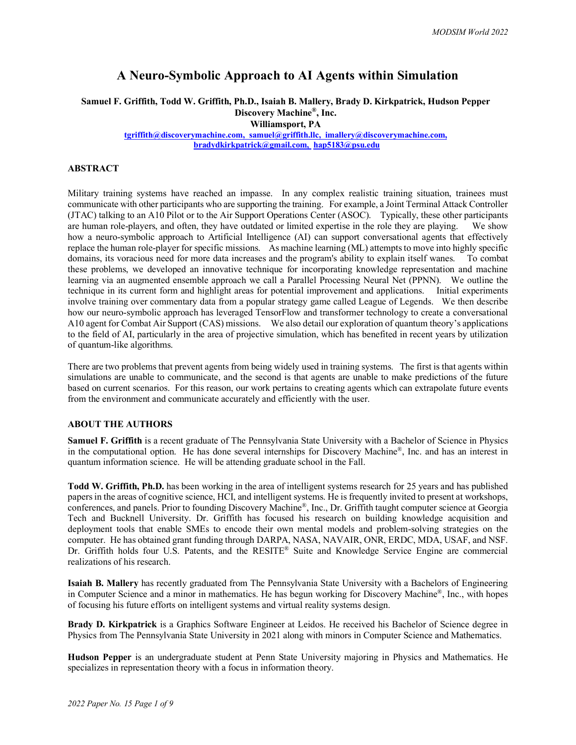# A Neuro-Symbolic Approach to AI Agents within Simulation

**Samuel F. Griffith, Todd W. Griffith, Ph.D., Isaiah B. Mallery, Brady D. Kirkpatrick, Hudson Pepper**
**Discovery Machine®, Inc.**
**Williamsport, PA**
tgriffith@discoverymachine.com, samuel@griffith.llc, imallery@discoverymachine.com, bradydkirkpatrick@gmail.com, hap5183@psu.edu

## ABSTRACT

Military training systems have reached an impasse. In any complex realistic training situation, trainees must communicate with other participants who are supporting the training. For example, a Joint Terminal Attack Controller (JTAC) talking to an A10 Pilot or to the Air Support Operations Center (ASOC). Typically, these other participants are human role-players, and often, they have outdated or limited expertise in the role they are playing. We show how a neuro-symbolic approach to Artificial Intelligence (AI) can support conversational agents that effectively replace the human role-player for specific missions. As machine learning (ML) attempts to move into highly specific domains, its voracious need for more data increases and the program's ability to explain itself wanes. To combat these problems, we developed an innovative technique for incorporating knowledge representation and machine learning via an augmented ensemble approach we call a Parallel Processing Neural Net (PPNN). We outline the technique in its current form and highlight areas for potential improvement and applications. Initial experiments involve training over commentary data from a popular strategy game called League of Legends. We then describe how our neuro-symbolic approach has leveraged TensorFlow and transformer technology to create a conversational A10 agent for Combat Air Support (CAS) missions. We also detail our exploration of quantum theory's applications to the field of AI, particularly in the area of projective simulation, which has benefited in recent years by utilization of quantum-like algorithms.

There are two problems that prevent agents from being widely used in training systems. The first is that agents within simulations are unable to communicate, and the second is that agents are unable to make predictions of the future based on current scenarios. For this reason, our work pertains to creating agents which can extrapolate future events from the environment and communicate accurately and efficiently with the user.

## ABOUT THE AUTHORS

**Samuel F. Griffith** is a recent graduate of The Pennsylvania State University with a Bachelor of Science in Physics in the computational option. He has done several internships for Discovery Machine®, Inc. and has an interest in quantum information science. He will be attending graduate school in the Fall.

**Todd W. Griffith, Ph.D.** has been working in the area of intelligent systems research for 25 years and has published papers in the areas of cognitive science, HCI, and intelligent systems. He is frequently invited to present at workshops, conferences, and panels. Prior to founding Discovery Machine®, Inc., Dr. Griffith taught computer science at Georgia Tech and Bucknell University. Dr. Griffith has focused his research on building knowledge acquisition and deployment tools that enable SMEs to encode their own mental models and problem-solving strategies on the computer. He has obtained grant funding through DARPA, NASA, NAVAIR, ONR, ERDC, MDA, USAF, and NSF. Dr. Griffith holds four U.S. Patents, and the RESITE® Suite and Knowledge Service Engine are commercial realizations of his research.

**Isaiah B. Mallery** has recently graduated from The Pennsylvania State University with a Bachelors of Engineering in Computer Science and a minor in mathematics. He has begun working for Discovery Machine®, Inc., with hopes of focusing his future efforts on intelligent systems and virtual reality systems design.

**Brady D. Kirkpatrick** is a Graphics Software Engineer at Leidos. He received his Bachelor of Science degree in Physics from The Pennsylvania State University in 2021 along with minors in Computer Science and Mathematics.

**Hudson Pepper** is an undergraduate student at Penn State University majoring in Physics and Mathematics. He specializes in representation theory with a focus in information theory.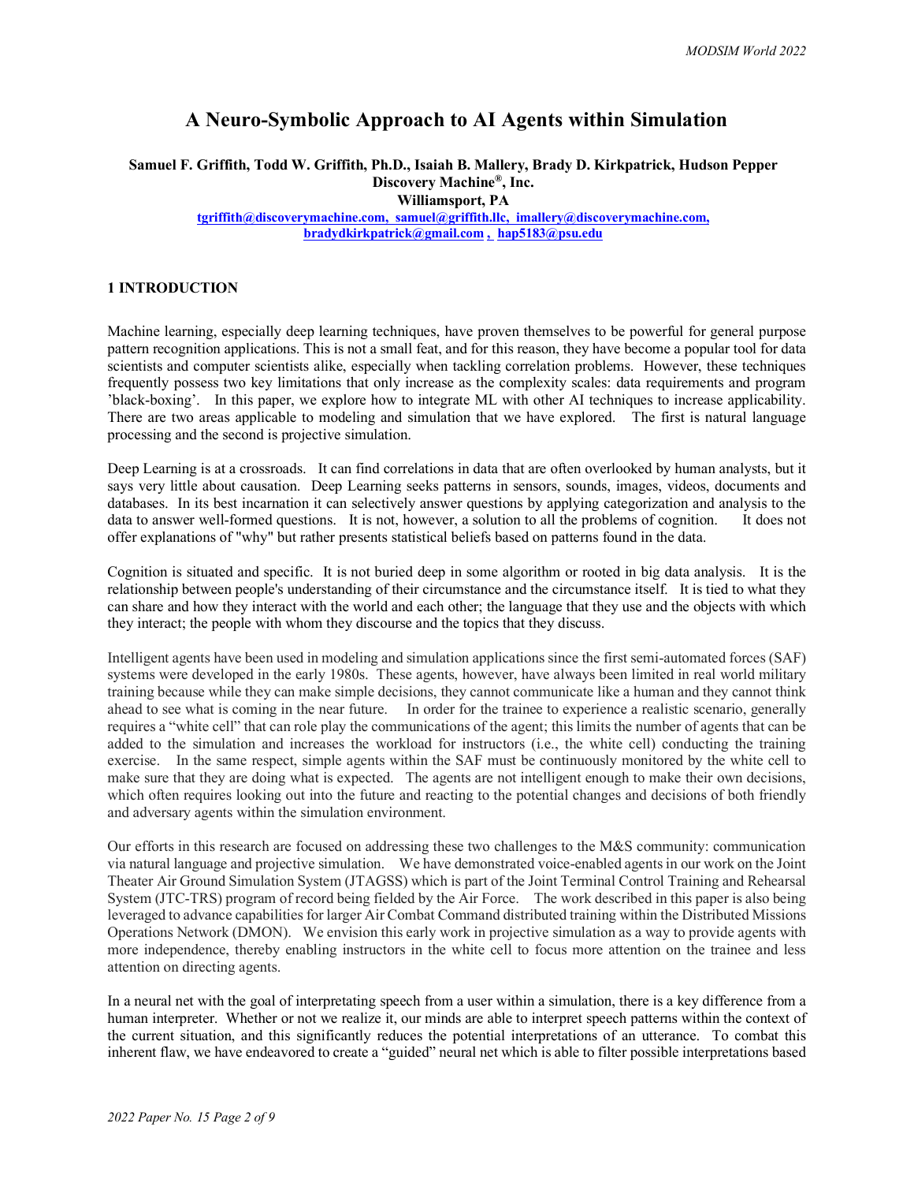# A Neuro-Symbolic Approach to AI Agents within Simulation

**Samuel F. Griffith, Todd W. Griffith, Ph.D., Isaiah B. Mallery, Brady D. Kirkpatrick, Hudson Pepper**
**Discovery Machine®, Inc.**
**Williamsport, PA**
tgriffith@discoverymachine.com, samuel@griffith.llc, imallery@discoverymachine.com, bradydkirkpatrick@gmail.com , hap5183@psu.edu

## 1 INTRODUCTION

Machine learning, especially deep learning techniques, have proven themselves to be powerful for general purpose pattern recognition applications. This is not a small feat, and for this reason, they have become a popular tool for data scientists and computer scientists alike, especially when tackling correlation problems. However, these techniques frequently possess two key limitations that only increase as the complexity scales: data requirements and program 'black-boxing'. In this paper, we explore how to integrate ML with other AI techniques to increase applicability. There are two areas applicable to modeling and simulation that we have explored. The first is natural language processing and the second is projective simulation.

Deep Learning is at a crossroads. It can find correlations in data that are often overlooked by human analysts, but it says very little about causation. Deep Learning seeks patterns in sensors, sounds, images, videos, documents and databases. In its best incarnation it can selectively answer questions by applying categorization and analysis to the data to answer well-formed questions. It is not, however, a solution to all the problems of cognition. It does not offer explanations of "why" but rather presents statistical beliefs based on patterns found in the data.

Cognition is situated and specific. It is not buried deep in some algorithm or rooted in big data analysis. It is the relationship between people's understanding of their circumstance and the circumstance itself. It is tied to what they can share and how they interact with the world and each other; the language that they use and the objects with which they interact; the people with whom they discourse and the topics that they discuss.

Intelligent agents have been used in modeling and simulation applications since the first semi-automated forces (SAF) systems were developed in the early 1980s. These agents, however, have always been limited in real world military training because while they can make simple decisions, they cannot communicate like a human and they cannot think ahead to see what is coming in the near future. In order for the trainee to experience a realistic scenario, generally requires a "white cell" that can role play the communications of the agent; this limits the number of agents that can be added to the simulation and increases the workload for instructors (i.e., the white cell) conducting the training exercise. In the same respect, simple agents within the SAF must be continuously monitored by the white cell to make sure that they are doing what is expected. The agents are not intelligent enough to make their own decisions, which often requires looking out into the future and reacting to the potential changes and decisions of both friendly and adversary agents within the simulation environment.

Our efforts in this research are focused on addressing these two challenges to the M&S community: communication via natural language and projective simulation. We have demonstrated voice-enabled agents in our work on the Joint Theater Air Ground Simulation System (JTAGSS) which is part of the Joint Terminal Control Training and Rehearsal System (JTC-TRS) program of record being fielded by the Air Force. The work described in this paper is also being leveraged to advance capabilities for larger Air Combat Command distributed training within the Distributed Missions Operations Network (DMON). We envision this early work in projective simulation as a way to provide agents with more independence, thereby enabling instructors in the white cell to focus more attention on the trainee and less attention on directing agents.

In a neural net with the goal of interpretating speech from a user within a simulation, there is a key difference from a human interpreter. Whether or not we realize it, our minds are able to interpret speech patterns within the context of the current situation, and this significantly reduces the potential interpretations of an utterance. To combat this inherent flaw, we have endeavored to create a "guided" neural net which is able to filter possible interpretations based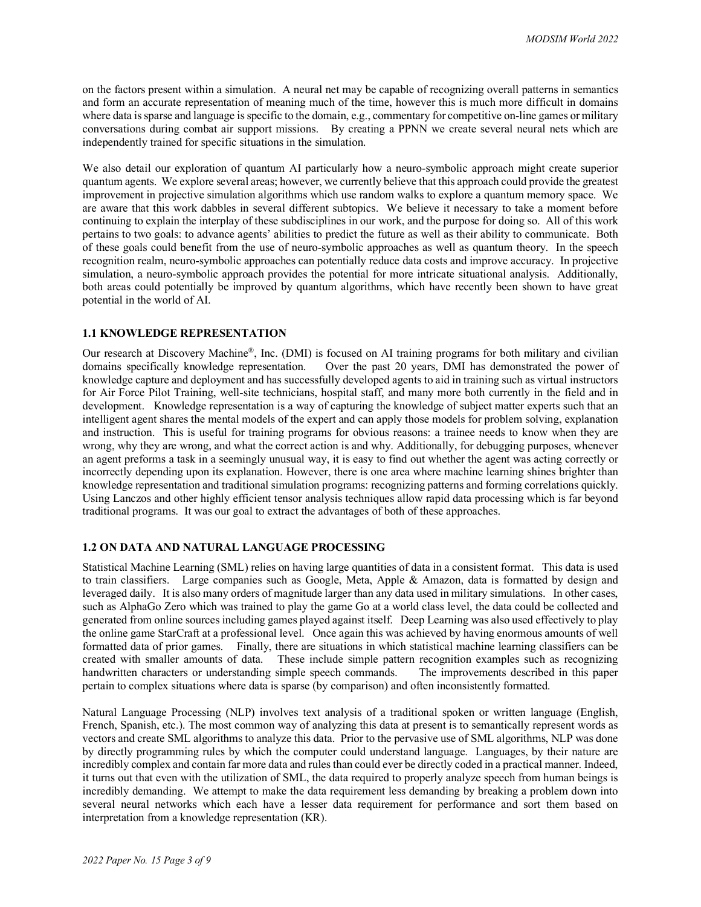on the factors present within a simulation. A neural net may be capable of recognizing overall patterns in semantics and form an accurate representation of meaning much of the time, however this is much more difficult in domains where data is sparse and language is specific to the domain, e.g., commentary for competitive on-line games or military conversations during combat air support missions. By creating a PPNN we create several neural nets which are independently trained for specific situations in the simulation.

We also detail our exploration of quantum AI particularly how a neuro-symbolic approach might create superior quantum agents. We explore several areas; however, we currently believe that this approach could provide the greatest improvement in projective simulation algorithms which use random walks to explore a quantum memory space. We are aware that this work dabbles in several different subtopics. We believe it necessary to take a moment before continuing to explain the interplay of these subdisciplines in our work, and the purpose for doing so. All of this work pertains to two goals: to advance agents' abilities to predict the future as well as their ability to communicate. Both of these goals could benefit from the use of neuro-symbolic approaches as well as quantum theory. In the speech recognition realm, neuro-symbolic approaches can potentially reduce data costs and improve accuracy. In projective simulation, a neuro-symbolic approach provides the potential for more intricate situational analysis. Additionally, both areas could potentially be improved by quantum algorithms, which have recently been shown to have great potential in the world of AI.

### 1.1 KNOWLEDGE REPRESENTATION

Our research at Discovery Machine®, Inc. (DMI) is focused on AI training programs for both military and civilian domains specifically knowledge representation. Over the past 20 years, DMI has demonstrated the power of knowledge capture and deployment and has successfully developed agents to aid in training such as virtual instructors for Air Force Pilot Training, well-site technicians, hospital staff, and many more both currently in the field and in development. Knowledge representation is a way of capturing the knowledge of subject matter experts such that an intelligent agent shares the mental models of the expert and can apply those models for problem solving, explanation and instruction. This is useful for training programs for obvious reasons: a trainee needs to know when they are wrong, why they are wrong, and what the correct action is and why. Additionally, for debugging purposes, whenever an agent preforms a task in a seemingly unusual way, it is easy to find out whether the agent was acting correctly or incorrectly depending upon its explanation. However, there is one area where machine learning shines brighter than knowledge representation and traditional simulation programs: recognizing patterns and forming correlations quickly. Using Lanczos and other highly efficient tensor analysis techniques allow rapid data processing which is far beyond traditional programs. It was our goal to extract the advantages of both of these approaches.

### 1.2 ON DATA AND NATURAL LANGUAGE PROCESSING

Statistical Machine Learning (SML) relies on having large quantities of data in a consistent format. This data is used to train classifiers. Large companies such as Google, Meta, Apple & Amazon, data is formatted by design and leveraged daily. It is also many orders of magnitude larger than any data used in military simulations. In other cases, such as AlphaGo Zero which was trained to play the game Go at a world class level, the data could be collected and generated from online sources including games played against itself. Deep Learning was also used effectively to play the online game StarCraft at a professional level. Once again this was achieved by having enormous amounts of well formatted data of prior games. Finally, there are situations in which statistical machine learning classifiers can be created with smaller amounts of data. These include simple pattern recognition examples such as recognizing handwritten characters or understanding simple speech commands. The improvements described in this paper pertain to complex situations where data is sparse (by comparison) and often inconsistently formatted.

Natural Language Processing (NLP) involves text analysis of a traditional spoken or written language (English, French, Spanish, etc.). The most common way of analyzing this data at present is to semantically represent words as vectors and create SML algorithms to analyze this data. Prior to the pervasive use of SML algorithms, NLP was done by directly programming rules by which the computer could understand language. Languages, by their nature are incredibly complex and contain far more data and rules than could ever be directly coded in a practical manner. Indeed, it turns out that even with the utilization of SML, the data required to properly analyze speech from human beings is incredibly demanding. We attempt to make the data requirement less demanding by breaking a problem down into several neural networks which each have a lesser data requirement for performance and sort them based on interpretation from a knowledge representation (KR).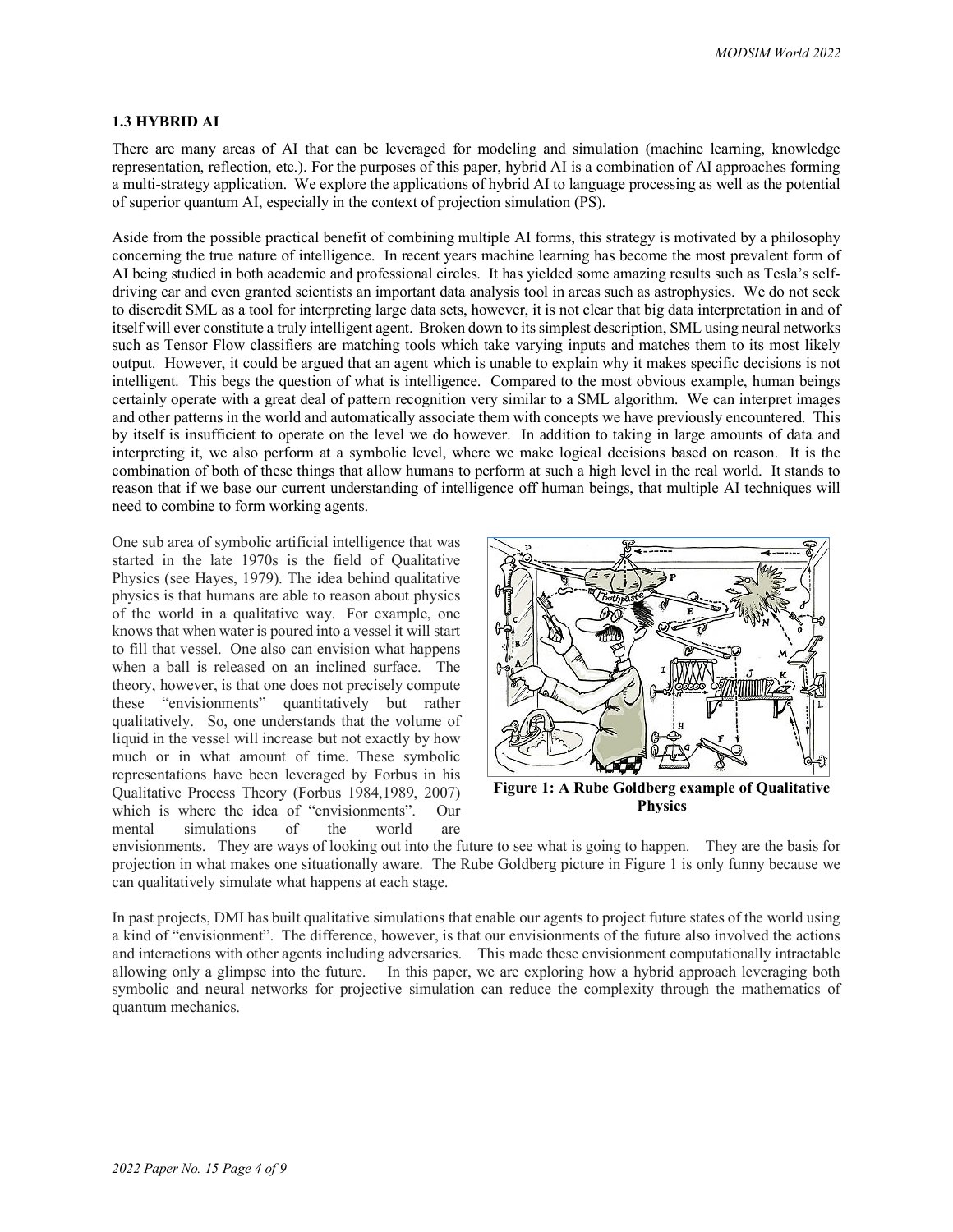### 1.3 HYBRID AI

There are many areas of AI that can be leveraged for modeling and simulation (machine learning, knowledge representation, reflection, etc.). For the purposes of this paper, hybrid AI is a combination of AI approaches forming a multi-strategy application. We explore the applications of hybrid AI to language processing as well as the potential of superior quantum AI, especially in the context of projection simulation (PS).

Aside from the possible practical benefit of combining multiple AI forms, this strategy is motivated by a philosophy concerning the true nature of intelligence. In recent years machine learning has become the most prevalent form of AI being studied in both academic and professional circles. It has yielded some amazing results such as Tesla's self-driving car and even granted scientists an important data analysis tool in areas such as astrophysics. We do not seek to discredit SML as a tool for interpreting large data sets, however, it is not clear that big data interpretation in and of itself will ever constitute a truly intelligent agent. Broken down to its simplest description, SML using neural networks such as Tensor Flow classifiers are matching tools which take varying inputs and matches them to its most likely output. However, it could be argued that an agent which is unable to explain why it makes specific decisions is not intelligent. This begs the question of what is intelligence. Compared to the most obvious example, human beings certainly operate with a great deal of pattern recognition very similar to a SML algorithm. We can interpret images and other patterns in the world and automatically associate them with concepts we have previously encountered. This by itself is insufficient to operate on the level we do however. In addition to taking in large amounts of data and interpreting it, we also perform at a symbolic level, where we make logical decisions based on reason. It is the combination of both of these things that allow humans to perform at such a high level in the real world. It stands to reason that if we base our current understanding of intelligence off human beings, that multiple AI techniques will need to combine to form working agents.

One sub area of symbolic artificial intelligence that was started in the late 1970s is the field of Qualitative Physics (see Hayes, 1979). The idea behind qualitative physics is that humans are able to reason about physics of the world in a qualitative way. For example, one knows that when water is poured into a vessel it will start to fill that vessel. One also can envision what happens when a ball is released on an inclined surface. The theory, however, is that one does not precisely compute these "envisionments" quantitatively but rather qualitatively. So, one understands that the volume of liquid in the vessel will increase but not exactly by how much or in what amount of time. These symbolic representations have been leveraged by Forbus in his Qualitative Process Theory (Forbus 1984,1989, 2007) which is where the idea of "envisionments". Our mental simulations of the world are envisionments. They are ways of looking out into the future to see what is going to happen. They are the basis for projection in what makes one situationally aware. The Rube Goldberg picture in Figure 1 is only funny because we can qualitatively simulate what happens at each stage.

**Figure 1: A Rube Goldberg example of Qualitative Physics**

In past projects, DMI has built qualitative simulations that enable our agents to project future states of the world using a kind of "envisionment". The difference, however, is that our envisionments of the future also involved the actions and interactions with other agents including adversaries. This made these envisionment computationally intractable allowing only a glimpse into the future. In this paper, we are exploring how a hybrid approach leveraging both symbolic and neural networks for projective simulation can reduce the complexity through the mathematics of quantum mechanics.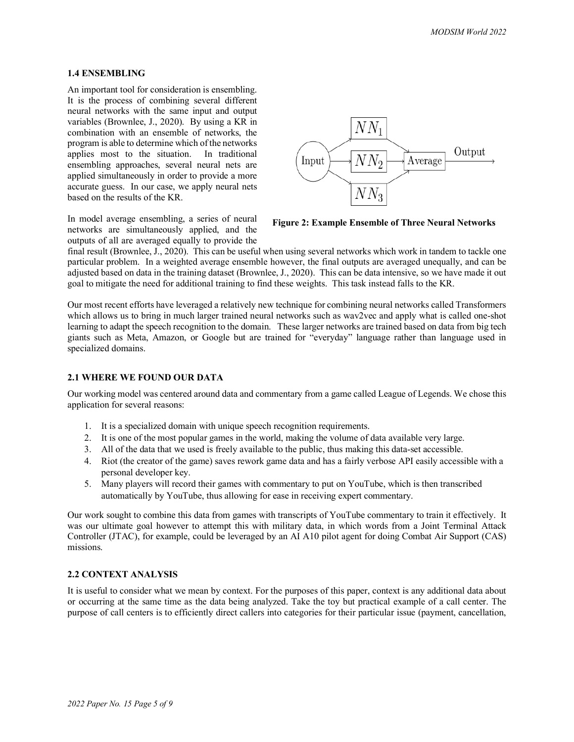### 1.4 ENSEMBLING

An important tool for consideration is ensembling. It is the process of combining several different neural networks with the same input and output variables (Brownlee, J., 2020). By using a KR in combination with an ensemble of networks, the program is able to determine which of the networks applies most to the situation. In traditional ensembling approaches, several neural nets are applied simultaneously in order to provide a more accurate guess. In our case, we apply neural nets based on the results of the KR.

**Figure 2: Example Ensemble of Three Neural Networks**

In model average ensembling, a series of neural networks are simultaneously applied, and the outputs of all are averaged equally to provide the final result (Brownlee, J., 2020). This can be useful when using several networks which work in tandem to tackle one particular problem. In a weighted average ensemble however, the final outputs are averaged unequally, and can be adjusted based on data in the training dataset (Brownlee, J., 2020). This can be data intensive, so we have made it out goal to mitigate the need for additional training to find these weights. This task instead falls to the KR.

Our most recent efforts have leveraged a relatively new technique for combining neural networks called Transformers which allows us to bring in much larger trained neural networks such as wav2vec and apply what is called one-shot learning to adapt the speech recognition to the domain. These larger networks are trained based on data from big tech giants such as Meta, Amazon, or Google but are trained for "everyday" language rather than language used in specialized domains.

### 2.1 WHERE WE FOUND OUR DATA

Our working model was centered around data and commentary from a game called League of Legends. We chose this application for several reasons:

1. It is a specialized domain with unique speech recognition requirements.
2. It is one of the most popular games in the world, making the volume of data available very large.
3. All of the data that we used is freely available to the public, thus making this data-set accessible.
4. Riot (the creator of the game) saves rework game data and has a fairly verbose API easily accessible with a personal developer key.
5. Many players will record their games with commentary to put on YouTube, which is then transcribed automatically by YouTube, thus allowing for ease in receiving expert commentary.

Our work sought to combine this data from games with transcripts of YouTube commentary to train it effectively. It was our ultimate goal however to attempt this with military data, in which words from a Joint Terminal Attack Controller (JTAC), for example, could be leveraged by an AI A10 pilot agent for doing Combat Air Support (CAS) missions.

### 2.2 CONTEXT ANALYSIS

It is useful to consider what we mean by context. For the purposes of this paper, context is any additional data about or occurring at the same time as the data being analyzed. Take the toy but practical example of a call center. The purpose of call centers is to efficiently direct callers into categories for their particular issue (payment, cancellation,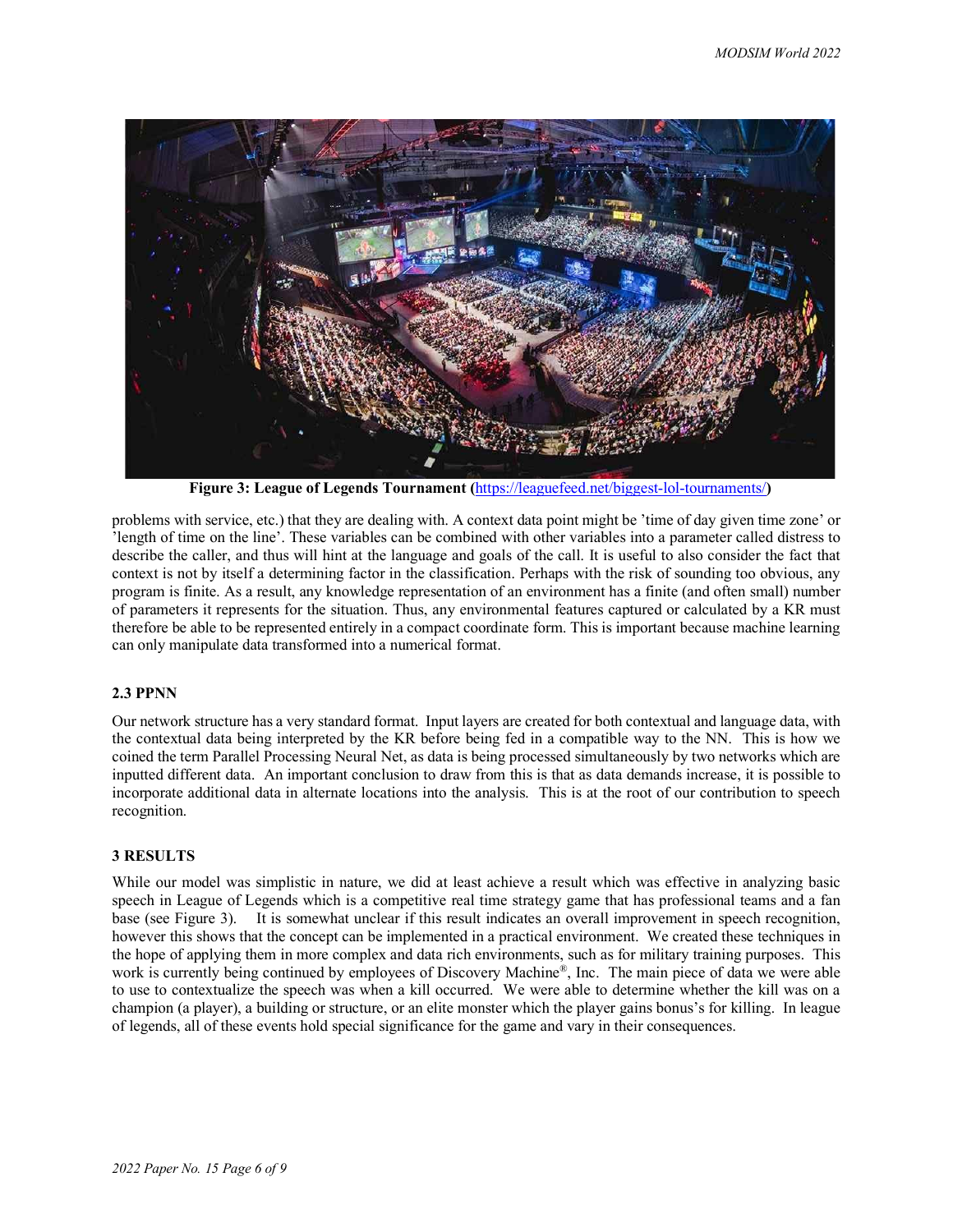**Figure 3: League of Legends Tournament (https://leaguefeed.net/biggest-lol-tournaments/)**

problems with service, etc.) that they are dealing with. A context data point might be 'time of day given time zone' or 'length of time on the line'. These variables can be combined with other variables into a parameter called distress to describe the caller, and thus will hint at the language and goals of the call. It is useful to also consider the fact that context is not by itself a determining factor in the classification. Perhaps with the risk of sounding too obvious, any program is finite. As a result, any knowledge representation of an environment has a finite (and often small) number of parameters it represents for the situation. Thus, any environmental features captured or calculated by a KR must therefore be able to be represented entirely in a compact coordinate form. This is important because machine learning can only manipulate data transformed into a numerical format.

### 2.3 PPNN

Our network structure has a very standard format. Input layers are created for both contextual and language data, with the contextual data being interpreted by the KR before being fed in a compatible way to the NN. This is how we coined the term Parallel Processing Neural Net, as data is being processed simultaneously by two networks which are inputted different data. An important conclusion to draw from this is that as data demands increase, it is possible to incorporate additional data in alternate locations into the analysis. This is at the root of our contribution to speech recognition.

## 3 RESULTS

While our model was simplistic in nature, we did at least achieve a result which was effective in analyzing basic speech in League of Legends which is a competitive real time strategy game that has professional teams and a fan base (see Figure 3). It is somewhat unclear if this result indicates an overall improvement in speech recognition, however this shows that the concept can be implemented in a practical environment. We created these techniques in the hope of applying them in more complex and data rich environments, such as for military training purposes. This work is currently being continued by employees of Discovery Machine®, Inc. The main piece of data we were able to use to contextualize the speech was when a kill occurred. We were able to determine whether the kill was on a champion (a player), a building or structure, or an elite monster which the player gains bonus's for killing. In league of legends, all of these events hold special significance for the game and vary in their consequences.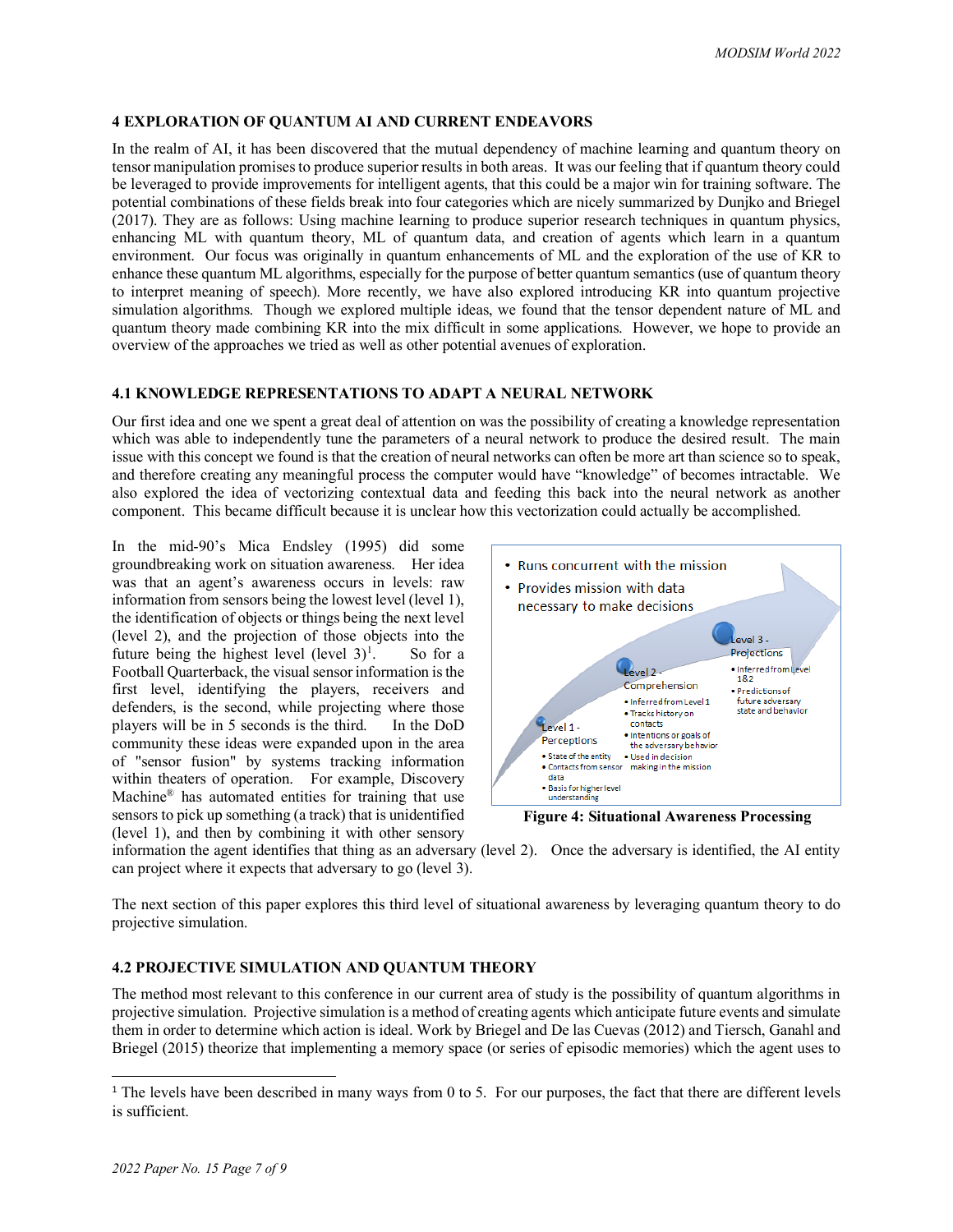## 4 EXPLORATION OF QUANTUM AI AND CURRENT ENDEAVORS

In the realm of AI, it has been discovered that the mutual dependency of machine learning and quantum theory on tensor manipulation promises to produce superior results in both areas. It was our feeling that if quantum theory could be leveraged to provide improvements for intelligent agents, that this could be a major win for training software. The potential combinations of these fields break into four categories which are nicely summarized by Dunjko and Briegel (2017). They are as follows: Using machine learning to produce superior research techniques in quantum physics, enhancing ML with quantum theory, ML of quantum data, and creation of agents which learn in a quantum environment. Our focus was originally in quantum enhancements of ML and the exploration of the use of KR to enhance these quantum ML algorithms, especially for the purpose of better quantum semantics (use of quantum theory to interpret meaning of speech). More recently, we have also explored introducing KR into quantum projective simulation algorithms. Though we explored multiple ideas, we found that the tensor dependent nature of ML and quantum theory made combining KR into the mix difficult in some applications. However, we hope to provide an overview of the approaches we tried as well as other potential avenues of exploration.

### 4.1 KNOWLEDGE REPRESENTATIONS TO ADAPT A NEURAL NETWORK

Our first idea and one we spent a great deal of attention on was the possibility of creating a knowledge representation which was able to independently tune the parameters of a neural network to produce the desired result. The main issue with this concept we found is that the creation of neural networks can often be more art than science so to speak, and therefore creating any meaningful process the computer would have "knowledge" of becomes intractable. We also explored the idea of vectorizing contextual data and feeding this back into the neural network as another component. This became difficult because it is unclear how this vectorization could actually be accomplished.

In the mid-90's Mica Endsley (1995) did some groundbreaking work on situation awareness. Her idea was that an agent's awareness occurs in levels: raw information from sensors being the lowest level (level 1), the identification of objects or things being the next level (level 2), and the projection of those objects into the future being the highest level (level 3)[1]. So for a Football Quarterback, the visual sensor information is the first level, identifying the players, receivers and defenders, is the second, while projecting where those players will be in 5 seconds is the third. In the DoD community these ideas were expanded upon in the area of "sensor fusion" by systems tracking information within theaters of operation. For example, Discovery Machine® has automated entities for training that use sensors to pick up something (a track) that is unidentified (level 1), and then by combining it with other sensory information the agent identifies that thing as an adversary (level 2). Once the adversary is identified, the AI entity can project where it expects that adversary to go (level 3).

- Runs concurrent with the mission
- Provides mission with data necessary to make decisions

Level 1 - Perceptions
- State of the entity
- Contacts from sensor data
- Basis for higher level understanding

Level 2 - Comprehension
- Inferred from Level 1
- Tracks history on contacts
- Intentions or goals of the adversary behavior
- Used in decision making in the mission

Level 3 - Projections
- Inferred from Level 1&2
- Predictions of future adversary state and behavior

**Figure 4: Situational Awareness Processing**

The next section of this paper explores this third level of situational awareness by leveraging quantum theory to do projective simulation.

### 4.2 PROJECTIVE SIMULATION AND QUANTUM THEORY

The method most relevant to this conference in our current area of study is the possibility of quantum algorithms in projective simulation. Projective simulation is a method of creating agents which anticipate future events and simulate them in order to determine which action is ideal. Work by Briegel and De las Cuevas (2012) and Tiersch, Ganahl and Briegel (2015) theorize that implementing a memory space (or series of episodic memories) which the agent uses to

[1] The levels have been described in many ways from 0 to 5. For our purposes, the fact that there are different levels is sufficient.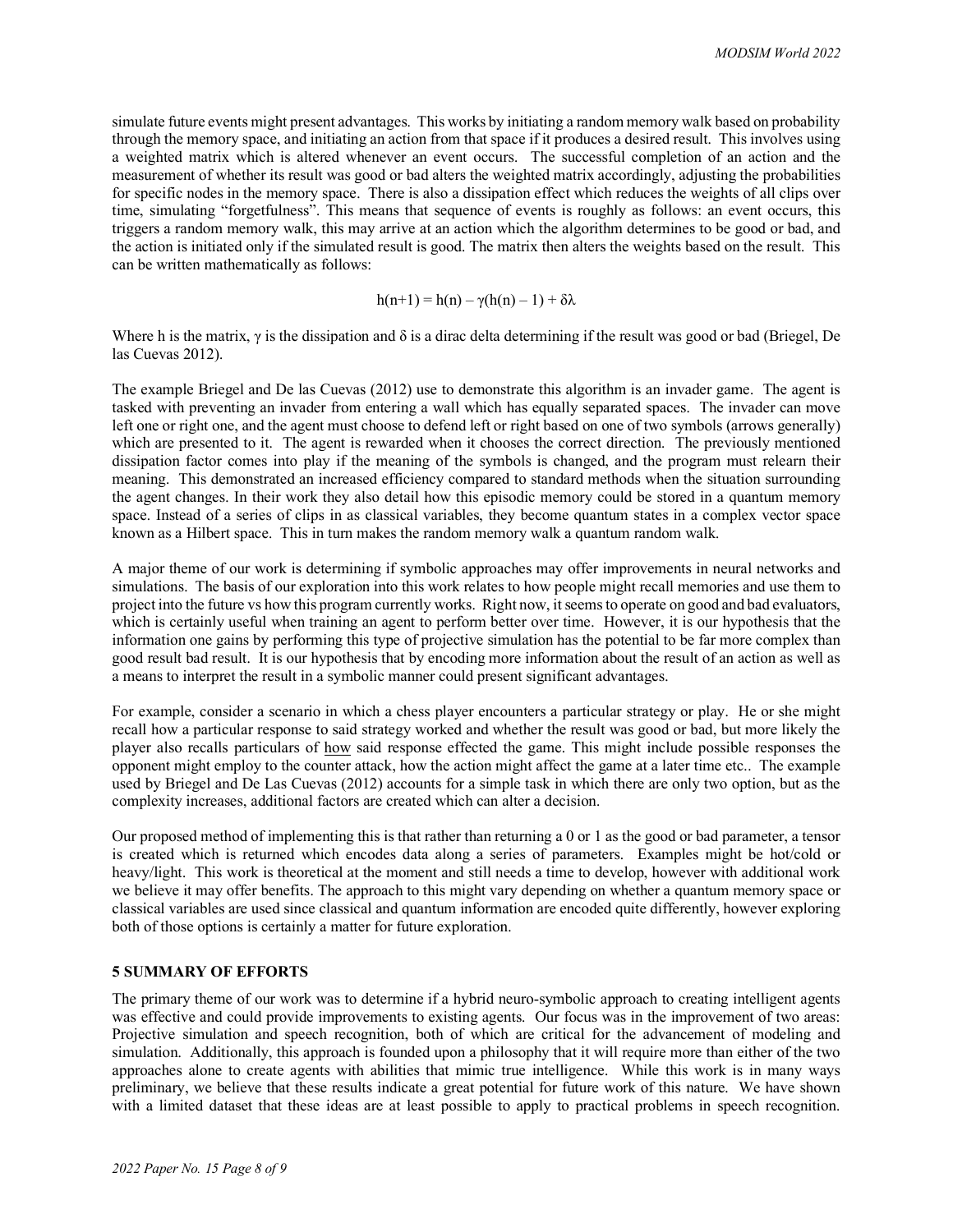simulate future events might present advantages. This works by initiating a random memory walk based on probability through the memory space, and initiating an action from that space if it produces a desired result. This involves using a weighted matrix which is altered whenever an event occurs. The successful completion of an action and the measurement of whether its result was good or bad alters the weighted matrix accordingly, adjusting the probabilities for specific nodes in the memory space. There is also a dissipation effect which reduces the weights of all clips over time, simulating "forgetfulness". This means that sequence of events is roughly as follows: an event occurs, this triggers a random memory walk, this may arrive at an action which the algorithm determines to be good or bad, and the action is initiated only if the simulated result is good. The matrix then alters the weights based on the result. This can be written mathematically as follows:

$$h(n+1) = h(n) - \gamma(h(n) - 1) + \delta\lambda$$

Where h is the matrix, $\gamma$ is the dissipation and $\delta$ is a dirac delta determining if the result was good or bad (Briegel, De las Cuevas 2012).

The example Briegel and De las Cuevas (2012) use to demonstrate this algorithm is an invader game. The agent is tasked with preventing an invader from entering a wall which has equally separated spaces. The invader can move left one or right one, and the agent must choose to defend left or right based on one of two symbols (arrows generally) which are presented to it. The agent is rewarded when it chooses the correct direction. The previously mentioned dissipation factor comes into play if the meaning of the symbols is changed, and the program must relearn their meaning. This demonstrated an increased efficiency compared to standard methods when the situation surrounding the agent changes. In their work they also detail how this episodic memory could be stored in a quantum memory space. Instead of a series of clips in as classical variables, they become quantum states in a complex vector space known as a Hilbert space. This in turn makes the random memory walk a quantum random walk.

A major theme of our work is determining if symbolic approaches may offer improvements in neural networks and simulations. The basis of our exploration into this work relates to how people might recall memories and use them to project into the future vs how this program currently works. Right now, it seems to operate on good and bad evaluators, which is certainly useful when training an agent to perform better over time. However, it is our hypothesis that the information one gains by performing this type of projective simulation has the potential to be far more complex than good result bad result. It is our hypothesis that by encoding more information about the result of an action as well as a means to interpret the result in a symbolic manner could present significant advantages.

For example, consider a scenario in which a chess player encounters a particular strategy or play. He or she might recall how a particular response to said strategy worked and whether the result was good or bad, but more likely the player also recalls particulars of <u>how</u> said response effected the game. This might include possible responses the opponent might employ to the counter attack, how the action might affect the game at a later time etc.. The example used by Briegel and De Las Cuevas (2012) accounts for a simple task in which there are only two option, but as the complexity increases, additional factors are created which can alter a decision.

Our proposed method of implementing this is that rather than returning a 0 or 1 as the good or bad parameter, a tensor is created which is returned which encodes data along a series of parameters. Examples might be hot/cold or heavy/light. This work is theoretical at the moment and still needs a time to develop, however with additional work we believe it may offer benefits. The approach to this might vary depending on whether a quantum memory space or classical variables are used since classical and quantum information are encoded quite differently, however exploring both of those options is certainly a matter for future exploration.

## 5 SUMMARY OF EFFORTS

The primary theme of our work was to determine if a hybrid neuro-symbolic approach to creating intelligent agents was effective and could provide improvements to existing agents. Our focus was in the improvement of two areas: Projective simulation and speech recognition, both of which are critical for the advancement of modeling and simulation. Additionally, this approach is founded upon a philosophy that it will require more than either of the two approaches alone to create agents with abilities that mimic true intelligence. While this work is in many ways preliminary, we believe that these results indicate a great potential for future work of this nature. We have shown with a limited dataset that these ideas are at least possible to apply to practical problems in speech recognition.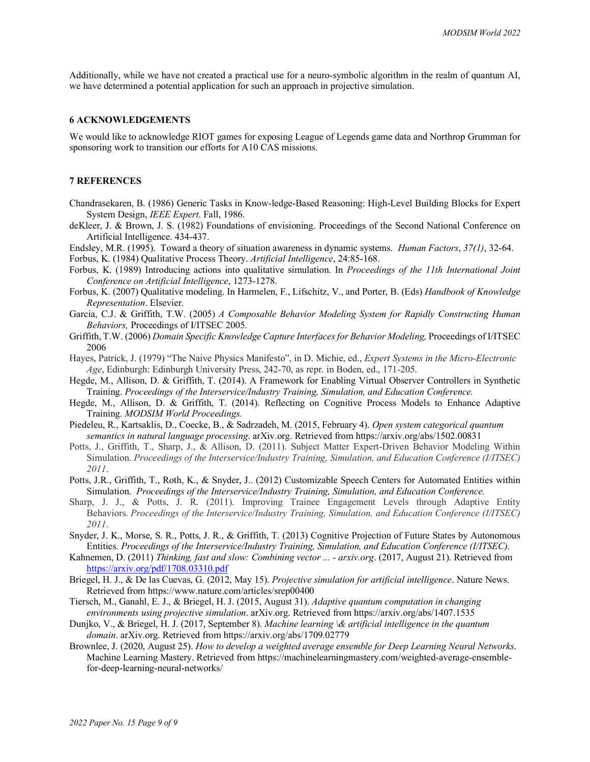Additionally, while we have not created a practical use for a neuro-symbolic algorithm in the realm of quantum AI, we have determined a potential application for such an approach in projective simulation.

## 6 ACKNOWLEDGEMENTS

We would like to acknowledge RIOT games for exposing League of Legends game data and Northrop Grumman for sponsoring work to transition our efforts for A10 CAS missions.

## 7 REFERENCES

Chandrasekaren, B. (1986) Generic Tasks in Know-ledge-Based Reasoning: High-Level Building Blocks for Expert System Design, *IEEE Expert*. Fall, 1986.

deKleer, J. & Brown, J. S. (1982) Foundations of envisioning. Proceedings of the Second National Conference on Artificial Intelligence. 434-437.

Endsley, M.R. (1995). Toward a theory of situation awareness in dynamic systems. *Human Factors*, *37(1)*, 32-64.

Forbus, K. (1984) Qualitative Process Theory. *Artificial Intelligence*, 24:85-168.

Forbus, K. (1989) Introducing actions into qualitative simulation. In *Proceedings of the 11th International Joint Conference on Artificial Intelligence*, 1273-1278.

Forbus, K. (2007) Qualitative modeling. In Harmelen, F., Lifschitz, V., and Porter, B. (Eds) *Handbook of Knowledge Representation*. Elsevier.

Garcia, C.J. & Griffith, T.W. (2005) *A Composable Behavior Modeling System for Rapidly Constructing Human Behaviors,* Proceedings of I/ITSEC 2005.

Griffith, T.W. (2006) *Domain Specific Knowledge Capture Interfaces for Behavior Modeling,* Proceedings of I/ITSEC 2006

Hayes, Patrick, J. (1979) "The Naive Physics Manifesto", in D. Michie, ed., *Expert Systems in the Micro-Electronic Age*, Edinburgh: Edinburgh University Press, 242-70, as repr. in Boden, ed., 171-205.

Hegde, M., Allison, D. & Griffith, T. (2014). A Framework for Enabling Virtual Observer Controllers in Synthetic Training. *Proceedings of the Interservice/Industry Training, Simulation, and Education Conference.*

Hegde, M., Allison, D. & Griffith, T. (2014). Reflecting on Cognitive Process Models to Enhance Adaptive Training. *MODSIM World Proceedings.*

Piedeleu, R., Kartsaklis, D., Coecke, B., & Sadrzadeh, M. (2015, February 4). *Open system categorical quantum semantics in natural language processing*. arXiv.org. Retrieved from https://arxiv.org/abs/1502.00831

Potts, J., Griffith, T., Sharp, J., & Allison, D. (2011). Subject Matter Expert-Driven Behavior Modeling Within Simulation. *Proceedings of the Interservice/Industry Training, Simulation, and Education Conference (I/ITSEC) 2011*.

Potts, J.R., Griffith, T., Roth, K., & Snyder, J.. (2012) Customizable Speech Centers for Automated Entities within Simulation. *Proceedings of the Interservice/Industry Training, Simulation, and Education Conference.*

Sharp, J. J., & Potts, J. R. (2011). Improving Trainee Engagement Levels through Adaptive Entity Behaviors. *Proceedings of the Interservice/Industry Training, Simulation, and Education Conference (I/ITSEC) 2011*.

Snyder, J. K., Morse, S. R., Potts, J. R., & Griffith, T. (2013) Cognitive Projection of Future States by Autonomous Entities*. Proceedings of the Interservice/Industry Training, Simulation, and Education Conference (I/ITSEC)*.

Kahnemen, D. (2011) *Thinking, fast and slow: Combining vector ... - arxiv.org*. (2017, August 21). Retrieved from https://arxiv.org/pdf/1708.03310.pdf

Briegel, H. J., & De las Cuevas, G. (2012, May 15). *Projective simulation for artificial intelligence*. Nature News. Retrieved from https://www.nature.com/articles/srep00400

Tiersch, M., Ganahl, E. J., & Briegel, H. J. (2015, August 31). *Adaptive quantum computation in changing environments using projective simulation*. arXiv.org. Retrieved from https://arxiv.org/abs/1407.1535

Dunjko, V., & Briegel, H. J. (2017, September 8). *Machine learning \& artificial intelligence in the quantum domain*. arXiv.org. Retrieved from https://arxiv.org/abs/1709.02779

Brownlee, J. (2020, August 25). *How to develop a weighted average ensemble for Deep Learning Neural Networks*. Machine Learning Mastery. Retrieved from https://machinelearningmastery.com/weighted-average-ensemble-for-deep-learning-neural-networks/